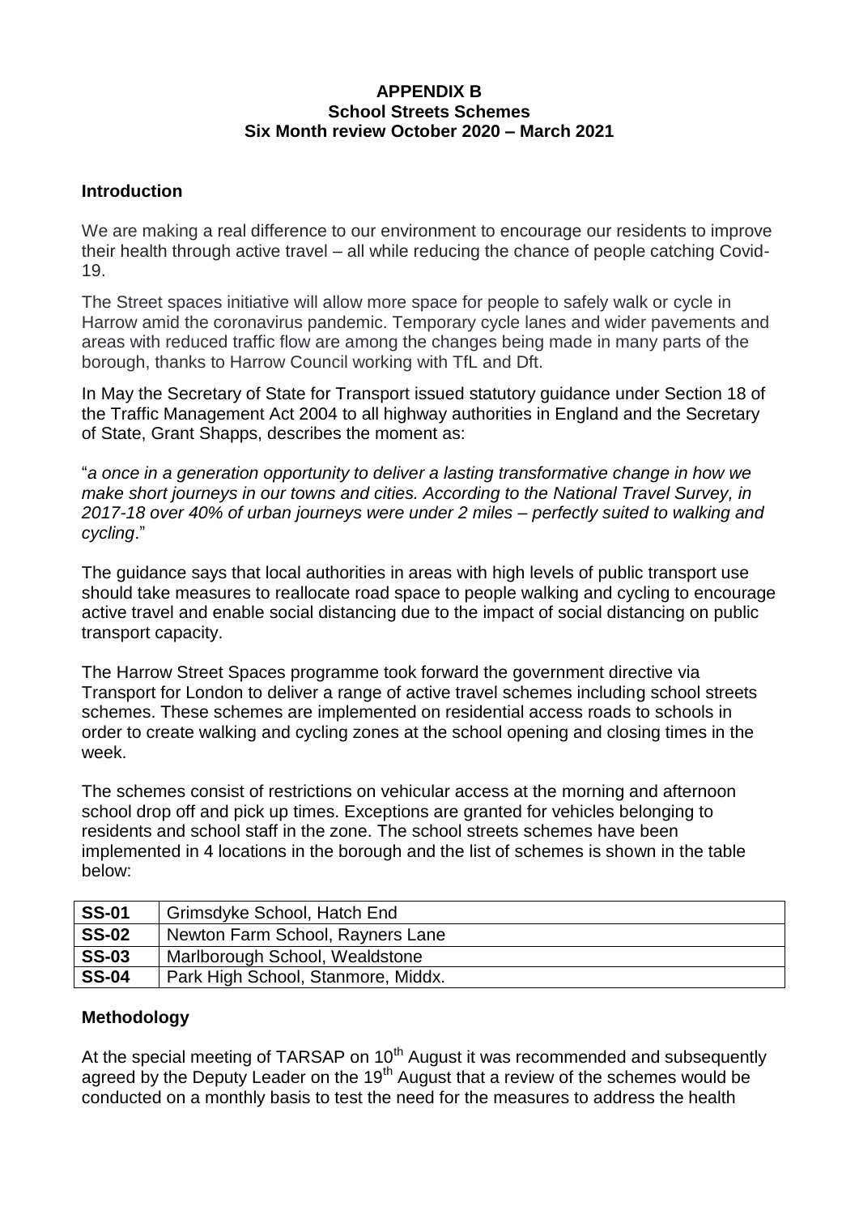**APPENDIX B**
**School Streets Schemes**
**Six Month review October 2020 – March 2021**

## Introduction

We are making a real difference to our environment to encourage our residents to improve their health through active travel – all while reducing the chance of people catching Covid-19.

The Street spaces initiative will allow more space for people to safely walk or cycle in Harrow amid the coronavirus pandemic. Temporary cycle lanes and wider pavements and areas with reduced traffic flow are among the changes being made in many parts of the borough, thanks to Harrow Council working with TfL and Dft.

In May the Secretary of State for Transport issued statutory guidance under Section 18 of the Traffic Management Act 2004 to all highway authorities in England and the Secretary of State, Grant Shapps, describes the moment as:

"*a once in a generation opportunity to deliver a lasting transformative change in how we make short journeys in our towns and cities. According to the National Travel Survey, in 2017-18 over 40% of urban journeys were under 2 miles – perfectly suited to walking and cycling*."

The guidance says that local authorities in areas with high levels of public transport use should take measures to reallocate road space to people walking and cycling to encourage active travel and enable social distancing due to the impact of social distancing on public transport capacity.

The Harrow Street Spaces programme took forward the government directive via Transport for London to deliver a range of active travel schemes including school streets schemes. These schemes are implemented on residential access roads to schools in order to create walking and cycling zones at the school opening and closing times in the week.

The schemes consist of restrictions on vehicular access at the morning and afternoon school drop off and pick up times. Exceptions are granted for vehicles belonging to residents and school staff in the zone. The school streets schemes have been implemented in 4 locations in the borough and the list of schemes is shown in the table below:

| | |
|---|---|
| **SS-01** | Grimsdyke School, Hatch End |
| **SS-02** | Newton Farm School, Rayners Lane |
| **SS-03** | Marlborough School, Wealdstone |
| **SS-04** | Park High School, Stanmore, Middx. |

## Methodology

At the special meeting of TARSAP on 10th August it was recommended and subsequently agreed by the Deputy Leader on the 19th August that a review of the schemes would be conducted on a monthly basis to test the need for the measures to address the health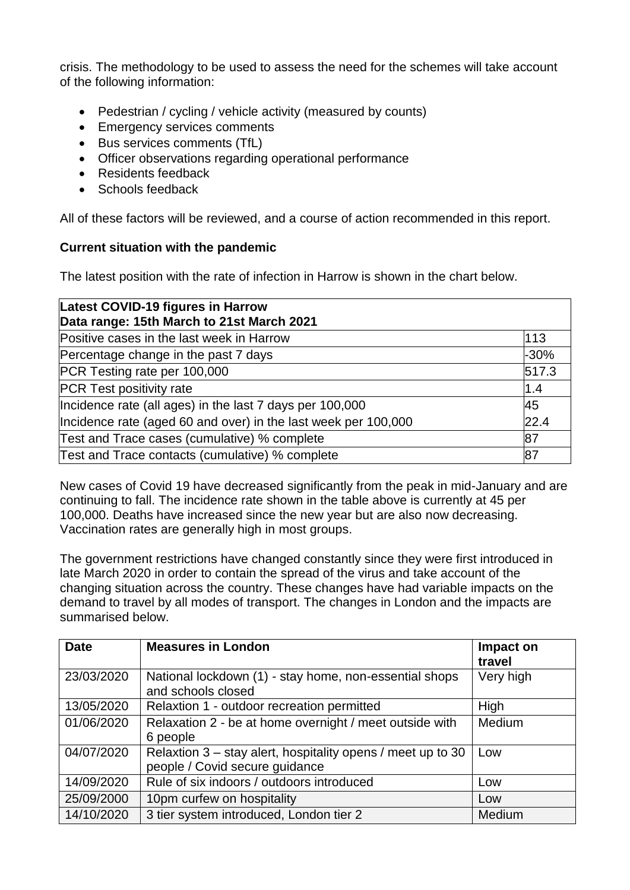crisis. The methodology to be used to assess the need for the schemes will take account of the following information:

- Pedestrian / cycling / vehicle activity (measured by counts)
- Emergency services comments
- Bus services comments (TfL)
- Officer observations regarding operational performance
- Residents feedback
- Schools feedback

All of these factors will be reviewed, and a course of action recommended in this report.

**Current situation with the pandemic**

The latest position with the rate of infection in Harrow is shown in the chart below.

| **Latest COVID-19 figures in Harrow<br>Data range: 15th March to 21st March 2021** | |
|---|---|
| Positive cases in the last week in Harrow | 113 |
| Percentage change in the past 7 days | -30% |
| PCR Testing rate per 100,000 | 517.3 |
| PCR Test positivity rate | 1.4 |
| Incidence rate (all ages) in the last 7 days per 100,000 | 45 |
| Incidence rate (aged 60 and over) in the last week per 100,000 | 22.4 |
| Test and Trace cases (cumulative) % complete | 87 |
| Test and Trace contacts (cumulative) % complete | 87 |

New cases of Covid 19 have decreased significantly from the peak in mid-January and are continuing to fall. The incidence rate shown in the table above is currently at 45 per 100,000. Deaths have increased since the new year but are also now decreasing. Vaccination rates are generally high in most groups.

The government restrictions have changed constantly since they were first introduced in late March 2020 in order to contain the spread of the virus and take account of the changing situation across the country. These changes have had variable impacts on the demand to travel by all modes of transport. The changes in London and the impacts are summarised below.

| **Date** | **Measures in London** | **Impact on travel** |
|---|---|---|
| 23/03/2020 | National lockdown (1) - stay home, non-essential shops and schools closed | Very high |
| 13/05/2020 | Relaxtion 1 - outdoor recreation permitted | High |
| 01/06/2020 | Relaxation 2 - be at home overnight / meet outside with 6 people | Medium |
| 04/07/2020 | Relaxtion 3 – stay alert, hospitality opens / meet up to 30 people / Covid secure guidance | Low |
| 14/09/2020 | Rule of six indoors / outdoors introduced | Low |
| 25/09/2000 | 10pm curfew on hospitality | Low |
| 14/10/2020 | 3 tier system introduced, London tier 2 | Medium |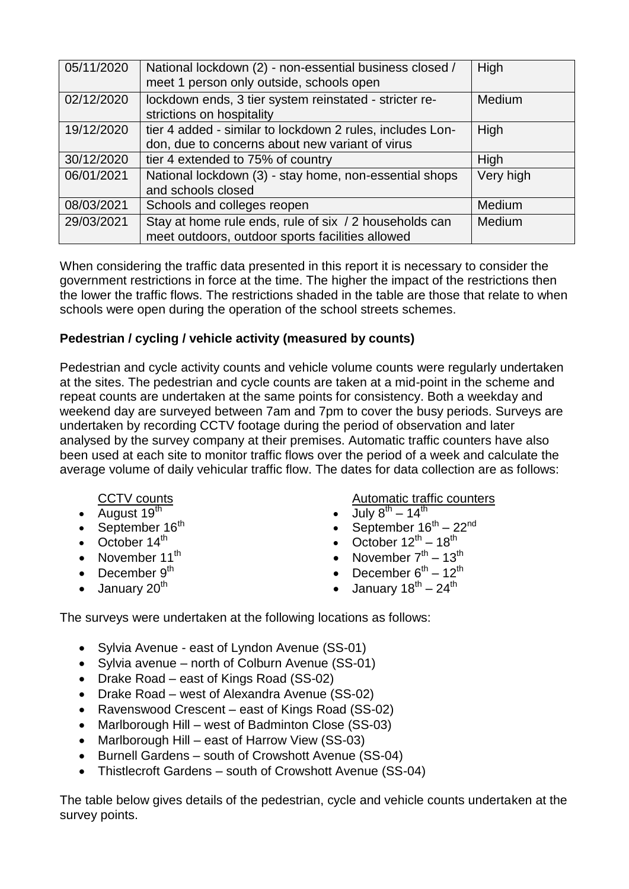| 05/11/2020 | National lockdown (2) - non-essential business closed / meet 1 person only outside, schools open | High |
|---|---|---|
| 02/12/2020 | lockdown ends, 3 tier system reinstated - stricter restrictions on hospitality | Medium |
| 19/12/2020 | tier 4 added - similar to lockdown 2 rules, includes London, due to concerns about new variant of virus | High |
| 30/12/2020 | tier 4 extended to 75% of country | High |
| 06/01/2021 | National lockdown (3) - stay home, non-essential shops and schools closed | Very high |
| 08/03/2021 | Schools and colleges reopen | Medium |
| 29/03/2021 | Stay at home rule ends, rule of six / 2 households can meet outdoors, outdoor sports facilities allowed | Medium |

When considering the traffic data presented in this report it is necessary to consider the government restrictions in force at the time. The higher the impact of the restrictions then the lower the traffic flows. The restrictions shaded in the table are those that relate to when schools were open during the operation of the school streets schemes.

**Pedestrian / cycling / vehicle activity (measured by counts)**

Pedestrian and cycle activity counts and vehicle volume counts were regularly undertaken at the sites. The pedestrian and cycle counts are taken at a mid-point in the scheme and repeat counts are undertaken at the same points for consistency. Both a weekday and weekend day are surveyed between 7am and 7pm to cover the busy periods. Surveys are undertaken by recording CCTV footage during the period of observation and later analysed by the survey company at their premises. Automatic traffic counters have also been used at each site to monitor traffic flows over the period of a week and calculate the average volume of daily vehicular traffic flow. The dates for data collection are as follows:

CCTV counts

- August 19th
- September 16th
- October 14th
- November 11th
- December 9th
- January 20th

Automatic traffic counters

- July 8th – 14th
- September 16th – 22nd
- October 12th – 18th
- November 7th – 13th
- December 6th – 12th
- January 18th – 24th

The surveys were undertaken at the following locations as follows:

- Sylvia Avenue - east of Lyndon Avenue (SS-01)
- Sylvia avenue – north of Colburn Avenue (SS-01)
- Drake Road – east of Kings Road (SS-02)
- Drake Road – west of Alexandra Avenue (SS-02)
- Ravenswood Crescent – east of Kings Road (SS-02)
- Marlborough Hill – west of Badminton Close (SS-03)
- Marlborough Hill – east of Harrow View (SS-03)
- Burnell Gardens – south of Crowshott Avenue (SS-04)
- Thistlecroft Gardens – south of Crowshott Avenue (SS-04)

The table below gives details of the pedestrian, cycle and vehicle counts undertaken at the survey points.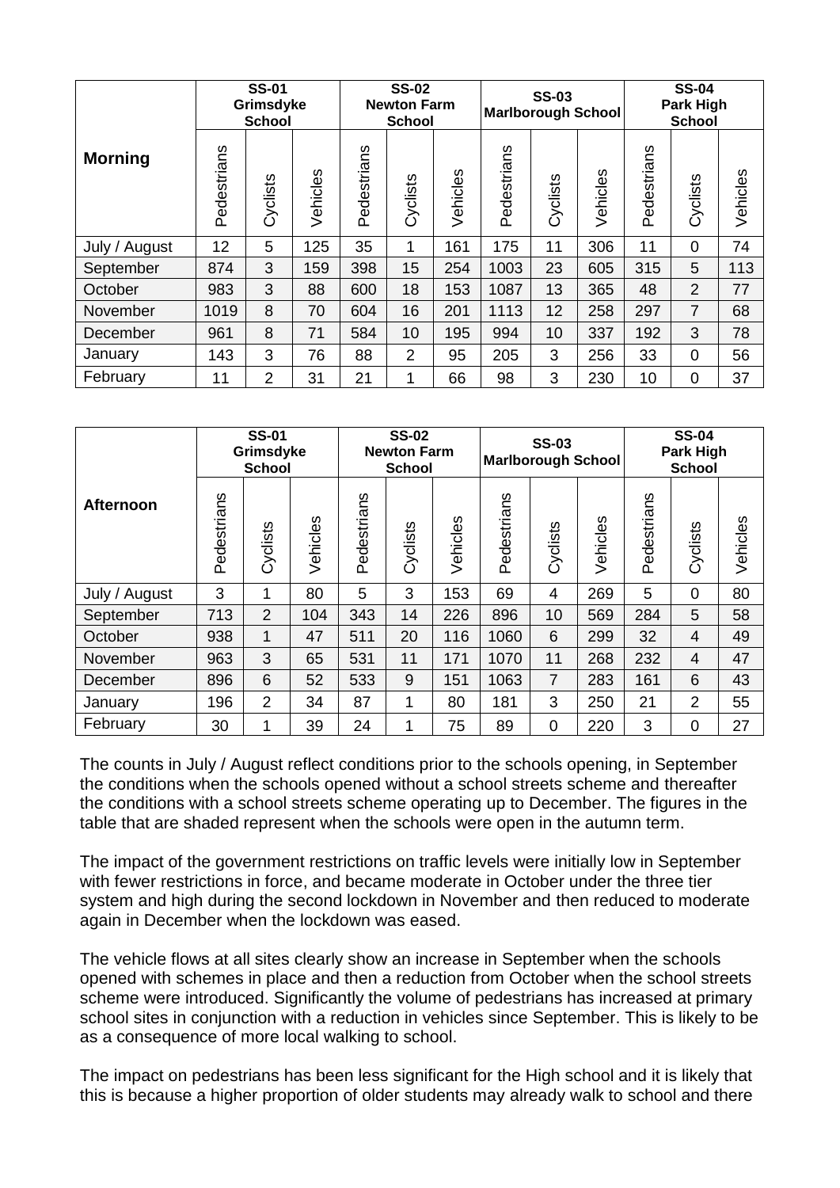| Morning | SS-01 Grimsdyke School | | | SS-02 Newton Farm School | | | SS-03 Marlborough School | | | SS-04 Park High School | | |
|---|---|---|---|---|---|---|---|---|---|---|---|---|
| | Pedestrians | Cyclists | Vehicles | Pedestrians | Cyclists | Vehicles | Pedestrians | Cyclists | Vehicles | Pedestrians | Cyclists | Vehicles |
| July / August | 12 | 5 | 125 | 35 | 1 | 161 | 175 | 11 | 306 | 11 | 0 | 74 |
| September | 874 | 3 | 159 | 398 | 15 | 254 | 1003 | 23 | 605 | 315 | 5 | 113 |
| October | 983 | 3 | 88 | 600 | 18 | 153 | 1087 | 13 | 365 | 48 | 2 | 77 |
| November | 1019 | 8 | 70 | 604 | 16 | 201 | 1113 | 12 | 258 | 297 | 7 | 68 |
| December | 961 | 8 | 71 | 584 | 10 | 195 | 994 | 10 | 337 | 192 | 3 | 78 |
| January | 143 | 3 | 76 | 88 | 2 | 95 | 205 | 3 | 256 | 33 | 0 | 56 |
| February | 11 | 2 | 31 | 21 | 1 | 66 | 98 | 3 | 230 | 10 | 0 | 37 |

| Afternoon | SS-01 Grimsdyke School | | | SS-02 Newton Farm School | | | SS-03 Marlborough School | | | SS-04 Park High School | | |
|---|---|---|---|---|---|---|---|---|---|---|---|---|
| | Pedestrians | Cyclists | Vehicles | Pedestrians | Cyclists | Vehicles | Pedestrians | Cyclists | Vehicles | Pedestrians | Cyclists | Vehicles |
| July / August | 3 | 1 | 80 | 5 | 3 | 153 | 69 | 4 | 269 | 5 | 0 | 80 |
| September | 713 | 2 | 104 | 343 | 14 | 226 | 896 | 10 | 569 | 284 | 5 | 58 |
| October | 938 | 1 | 47 | 511 | 20 | 116 | 1060 | 6 | 299 | 32 | 4 | 49 |
| November | 963 | 3 | 65 | 531 | 11 | 171 | 1070 | 11 | 268 | 232 | 4 | 47 |
| December | 896 | 6 | 52 | 533 | 9 | 151 | 1063 | 7 | 283 | 161 | 6 | 43 |
| January | 196 | 2 | 34 | 87 | 1 | 80 | 181 | 3 | 250 | 21 | 2 | 55 |
| February | 30 | 1 | 39 | 24 | 1 | 75 | 89 | 0 | 220 | 3 | 0 | 27 |

The counts in July / August reflect conditions prior to the schools opening, in September the conditions when the schools opened without a school streets scheme and thereafter the conditions with a school streets scheme operating up to December. The figures in the table that are shaded represent when the schools were open in the autumn term.

The impact of the government restrictions on traffic levels were initially low in September with fewer restrictions in force, and became moderate in October under the three tier system and high during the second lockdown in November and then reduced to moderate again in December when the lockdown was eased.

The vehicle flows at all sites clearly show an increase in September when the schools opened with schemes in place and then a reduction from October when the school streets scheme were introduced. Significantly the volume of pedestrians has increased at primary school sites in conjunction with a reduction in vehicles since September. This is likely to be as a consequence of more local walking to school.

The impact on pedestrians has been less significant for the High school and it is likely that this is because a higher proportion of older students may already walk to school and there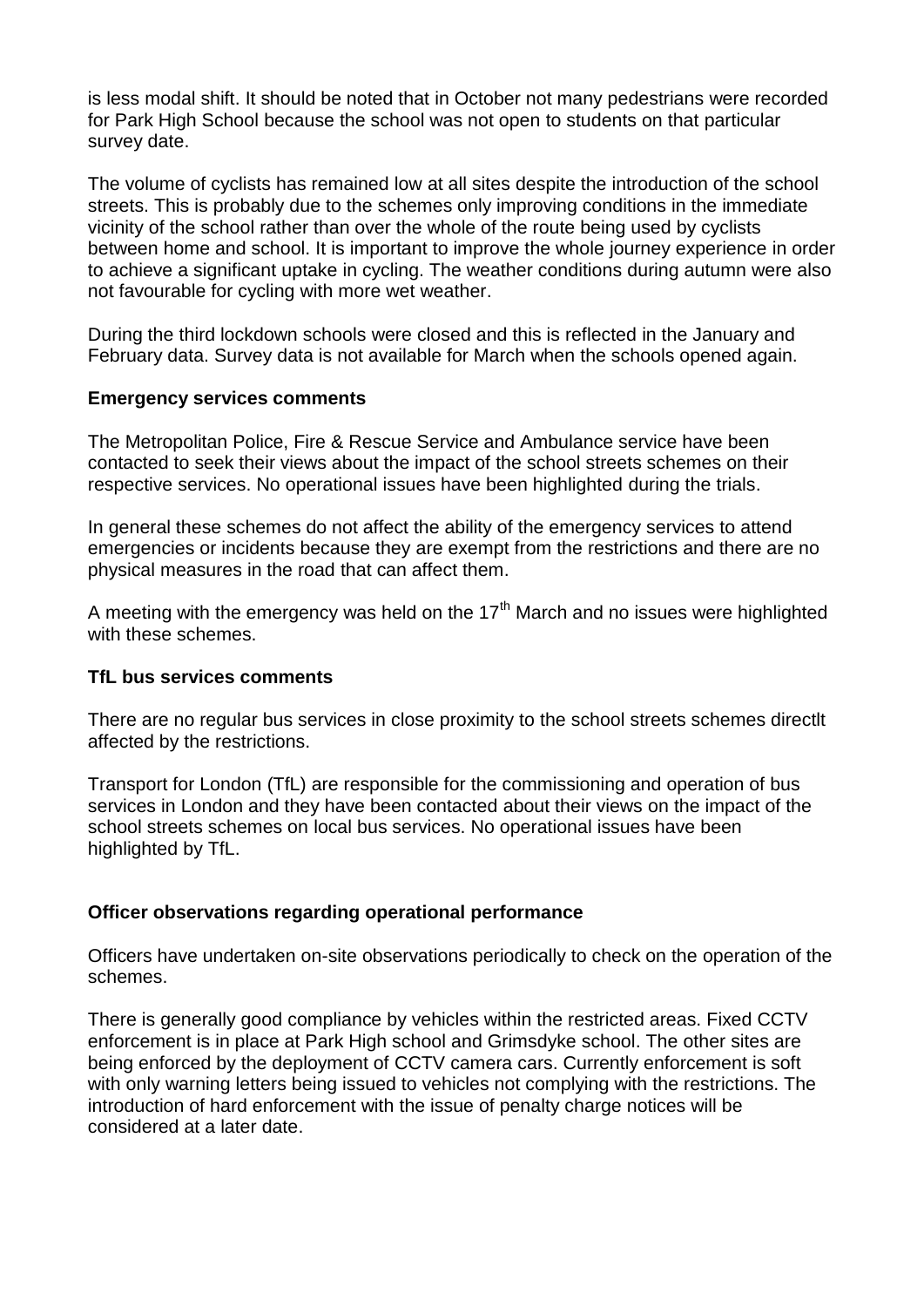is less modal shift. It should be noted that in October not many pedestrians were recorded for Park High School because the school was not open to students on that particular survey date.

The volume of cyclists has remained low at all sites despite the introduction of the school streets. This is probably due to the schemes only improving conditions in the immediate vicinity of the school rather than over the whole of the route being used by cyclists between home and school. It is important to improve the whole journey experience in order to achieve a significant uptake in cycling. The weather conditions during autumn were also not favourable for cycling with more wet weather.

During the third lockdown schools were closed and this is reflected in the January and February data. Survey data is not available for March when the schools opened again.

**Emergency services comments**

The Metropolitan Police, Fire & Rescue Service and Ambulance service have been contacted to seek their views about the impact of the school streets schemes on their respective services. No operational issues have been highlighted during the trials.

In general these schemes do not affect the ability of the emergency services to attend emergencies or incidents because they are exempt from the restrictions and there are no physical measures in the road that can affect them.

A meeting with the emergency was held on the 17th March and no issues were highlighted with these schemes.

**TfL bus services comments**

There are no regular bus services in close proximity to the school streets schemes directlt affected by the restrictions.

Transport for London (TfL) are responsible for the commissioning and operation of bus services in London and they have been contacted about their views on the impact of the school streets schemes on local bus services. No operational issues have been highlighted by TfL.

**Officer observations regarding operational performance**

Officers have undertaken on-site observations periodically to check on the operation of the schemes.

There is generally good compliance by vehicles within the restricted areas. Fixed CCTV enforcement is in place at Park High school and Grimsdyke school. The other sites are being enforced by the deployment of CCTV camera cars. Currently enforcement is soft with only warning letters being issued to vehicles not complying with the restrictions. The introduction of hard enforcement with the issue of penalty charge notices will be considered at a later date.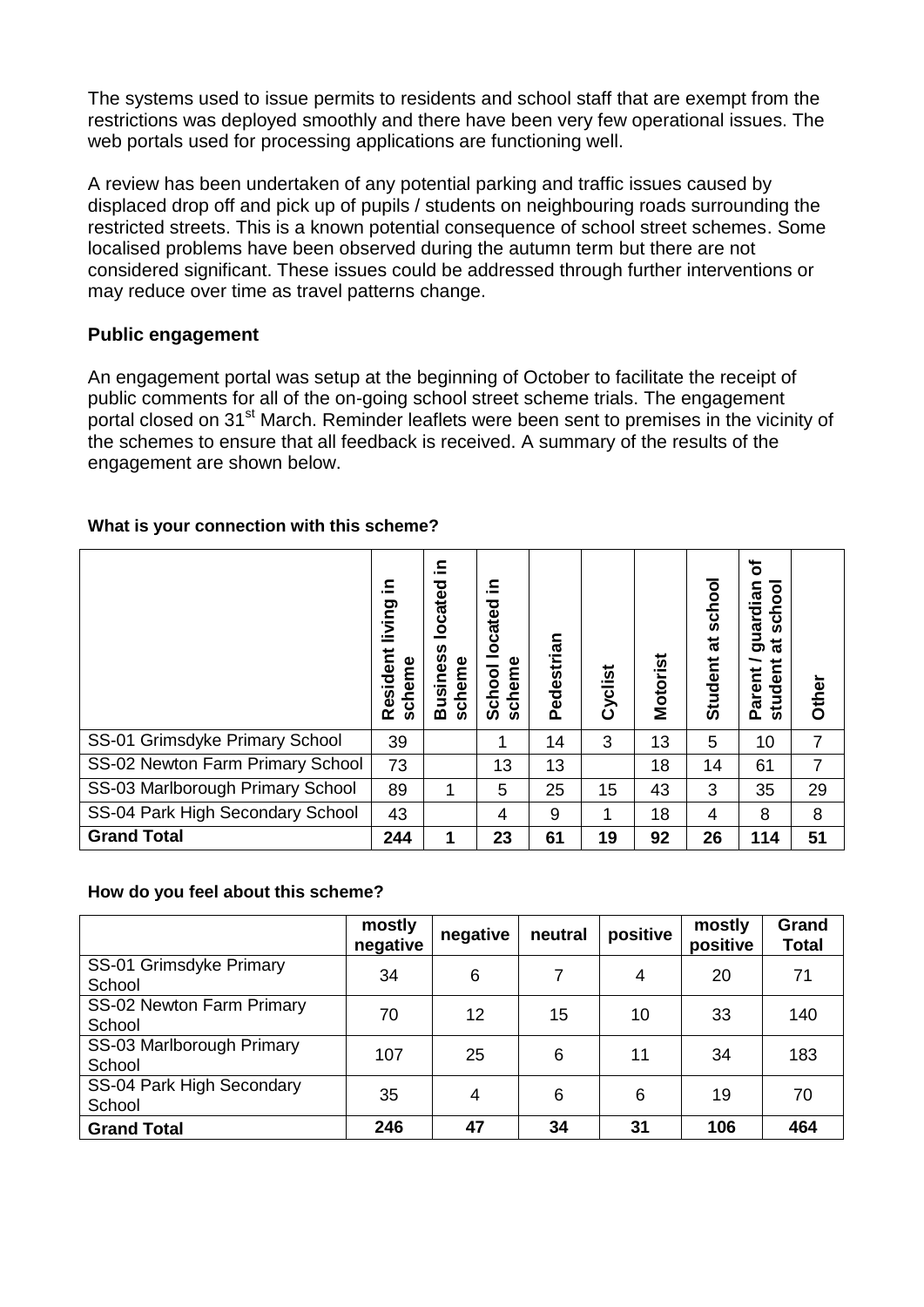The systems used to issue permits to residents and school staff that are exempt from the restrictions was deployed smoothly and there have been very few operational issues. The web portals used for processing applications are functioning well.

A review has been undertaken of any potential parking and traffic issues caused by displaced drop off and pick up of pupils / students on neighbouring roads surrounding the restricted streets. This is a known potential consequence of school street schemes. Some localised problems have been observed during the autumn term but there are not considered significant. These issues could be addressed through further interventions or may reduce over time as travel patterns change.

**Public engagement**

An engagement portal was setup at the beginning of October to facilitate the receipt of public comments for all of the on-going school street scheme trials. The engagement portal closed on 31st March. Reminder leaflets were been sent to premises in the vicinity of the schemes to ensure that all feedback is received. A summary of the results of the engagement are shown below.

**What is your connection with this scheme?**

| | Resident living in scheme | Business located in scheme | School located in scheme | Pedestrian | Cyclist | Motorist | Student at school | Parent / guardian of student at school | Other |
|---|---|---|---|---|---|---|---|---|---|
| SS-01 Grimsdyke Primary School | 39 | | 1 | 14 | 3 | 13 | 5 | 10 | 7 |
| SS-02 Newton Farm Primary School | 73 | | 13 | 13 | | 18 | 14 | 61 | 7 |
| SS-03 Marlborough Primary School | 89 | 1 | 5 | 25 | 15 | 43 | 3 | 35 | 29 |
| SS-04 Park High Secondary School | 43 | | 4 | 9 | 1 | 18 | 4 | 8 | 8 |
| **Grand Total** | **244** | **1** | **23** | **61** | **19** | **92** | **26** | **114** | **51** |

**How do you feel about this scheme?**

| | mostly negative | negative | neutral | positive | mostly positive | Grand Total |
|---|---|---|---|---|---|---|
| SS-01 Grimsdyke Primary School | 34 | 6 | 7 | 4 | 20 | 71 |
| SS-02 Newton Farm Primary School | 70 | 12 | 15 | 10 | 33 | 140 |
| SS-03 Marlborough Primary School | 107 | 25 | 6 | 11 | 34 | 183 |
| SS-04 Park High Secondary School | 35 | 4 | 6 | 6 | 19 | 70 |
| **Grand Total** | **246** | **47** | **34** | **31** | **106** | **464** |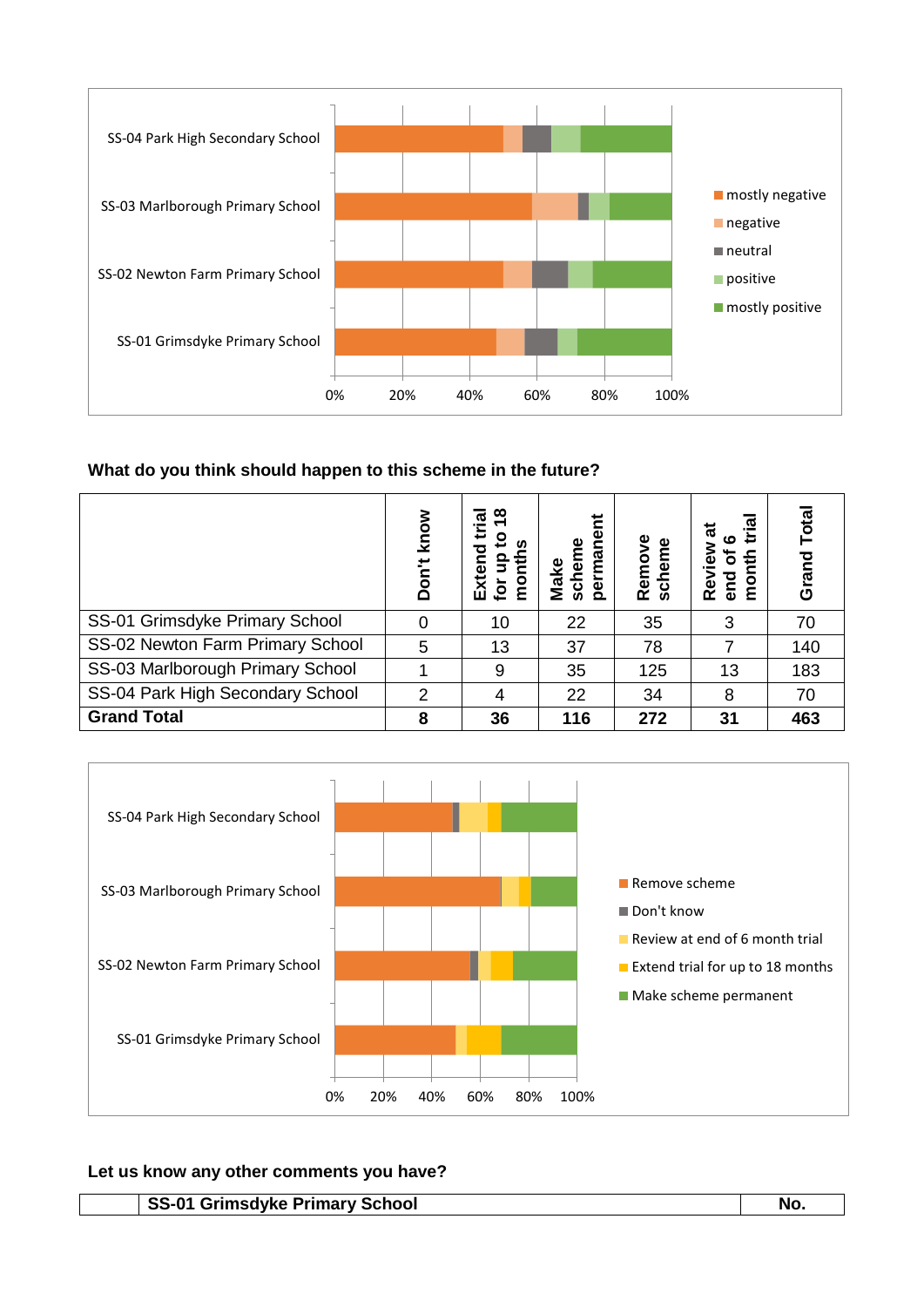### What do you think should happen to this scheme in the future?

| | Don't know | Extend trial for up to 18 months | Make scheme permanent | Remove scheme | Review at end of 6 month trial | Grand Total |
|---|---|---|---|---|---|---|
| SS-01 Grimsdyke Primary School | 0 | 10 | 22 | 35 | 3 | 70 |
| SS-02 Newton Farm Primary School | 5 | 13 | 37 | 78 | 7 | 140 |
| SS-03 Marlborough Primary School | 1 | 9 | 35 | 125 | 13 | 183 |
| SS-04 Park High Secondary School | 2 | 4 | 22 | 34 | 8 | 70 |
| **Grand Total** | **8** | **36** | **116** | **272** | **31** | **463** |

### Let us know any other comments you have?

| | SS-01 Grimsdyke Primary School | No. |
|---|---|---|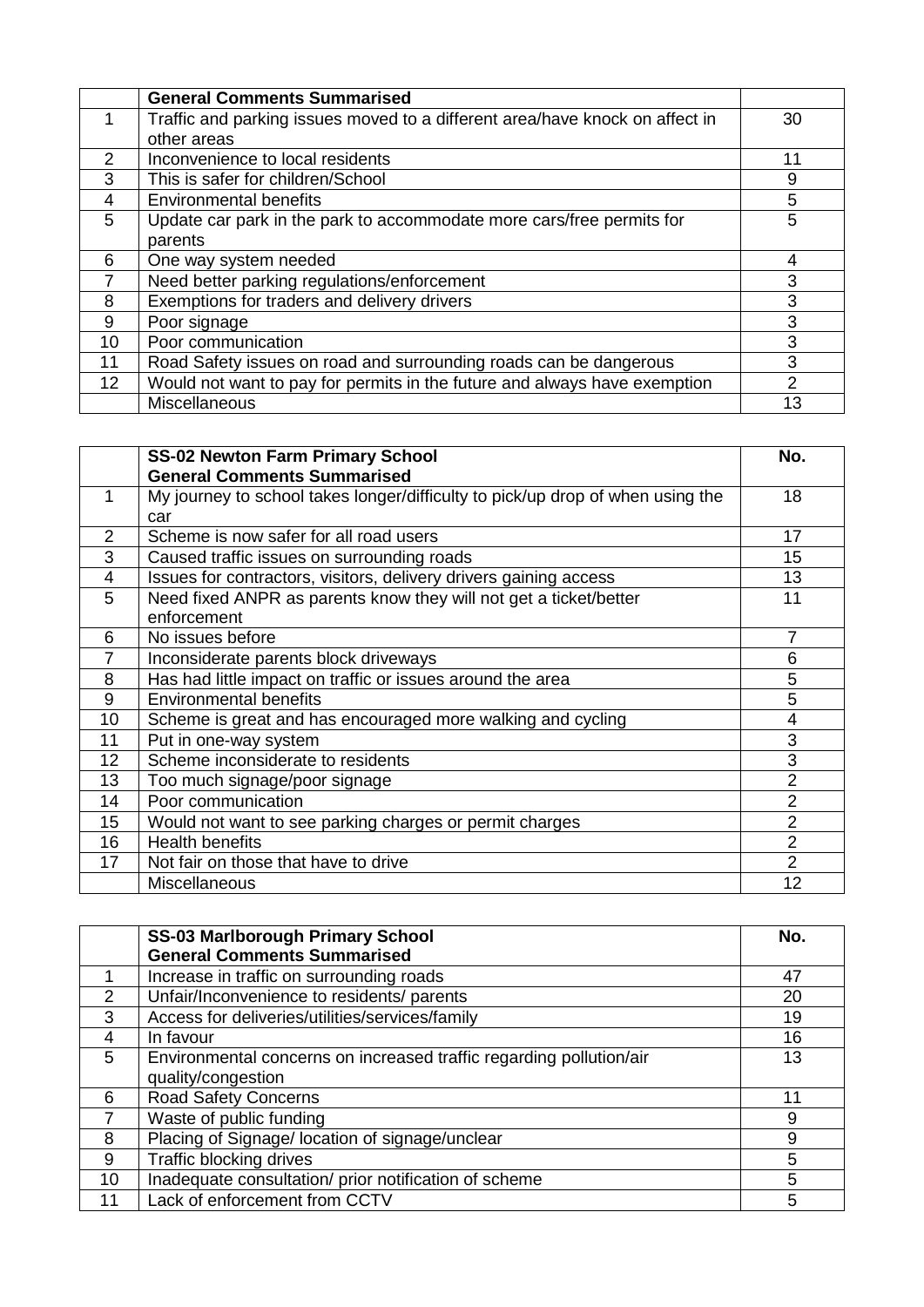| | **General Comments Summarised** | |
|---|---|---|
| 1 | Traffic and parking issues moved to a different area/have knock on affect in other areas | 30 |
| 2 | Inconvenience to local residents | 11 |
| 3 | This is safer for children/School | 9 |
| 4 | Environmental benefits | 5 |
| 5 | Update car park in the park to accommodate more cars/free permits for parents | 5 |
| 6 | One way system needed | 4 |
| 7 | Need better parking regulations/enforcement | 3 |
| 8 | Exemptions for traders and delivery drivers | 3 |
| 9 | Poor signage | 3 |
| 10 | Poor communication | 3 |
| 11 | Road Safety issues on road and surrounding roads can be dangerous | 3 |
| 12 | Would not want to pay for permits in the future and always have exemption | 2 |
| | Miscellaneous | 13 |

| | **SS-02 Newton Farm Primary School General Comments Summarised** | **No.** |
|---|---|---|
| 1 | My journey to school takes longer/difficulty to pick/up drop of when using the car | 18 |
| 2 | Scheme is now safer for all road users | 17 |
| 3 | Caused traffic issues on surrounding roads | 15 |
| 4 | Issues for contractors, visitors, delivery drivers gaining access | 13 |
| 5 | Need fixed ANPR as parents know they will not get a ticket/better enforcement | 11 |
| 6 | No issues before | 7 |
| 7 | Inconsiderate parents block driveways | 6 |
| 8 | Has had little impact on traffic or issues around the area | 5 |
| 9 | Environmental benefits | 5 |
| 10 | Scheme is great and has encouraged more walking and cycling | 4 |
| 11 | Put in one-way system | 3 |
| 12 | Scheme inconsiderate to residents | 3 |
| 13 | Too much signage/poor signage | 2 |
| 14 | Poor communication | 2 |
| 15 | Would not want to see parking charges or permit charges | 2 |
| 16 | Health benefits | 2 |
| 17 | Not fair on those that have to drive | 2 |
| | Miscellaneous | 12 |

| | **SS-03 Marlborough Primary School General Comments Summarised** | **No.** |
|---|---|---|
| 1 | Increase in traffic on surrounding roads | 47 |
| 2 | Unfair/Inconvenience to residents/ parents | 20 |
| 3 | Access for deliveries/utilities/services/family | 19 |
| 4 | In favour | 16 |
| 5 | Environmental concerns on increased traffic regarding pollution/air quality/congestion | 13 |
| 6 | Road Safety Concerns | 11 |
| 7 | Waste of public funding | 9 |
| 8 | Placing of Signage/ location of signage/unclear | 9 |
| 9 | Traffic blocking drives | 5 |
| 10 | Inadequate consultation/ prior notification of scheme | 5 |
| 11 | Lack of enforcement from CCTV | 5 |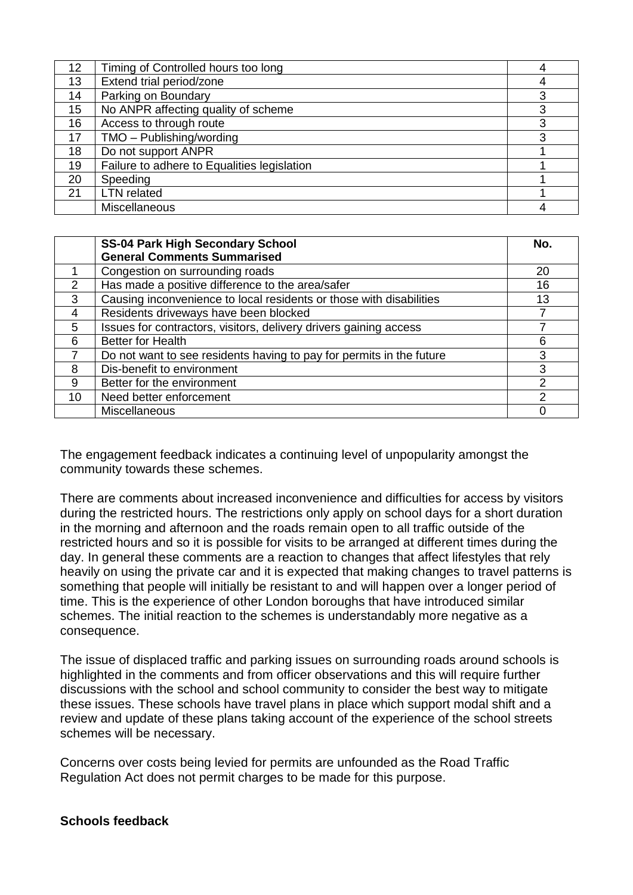| | | |
|---|---|---|
| 12 | Timing of Controlled hours too long | 4 |
| 13 | Extend trial period/zone | 4 |
| 14 | Parking on Boundary | 3 |
| 15 | No ANPR affecting quality of scheme | 3 |
| 16 | Access to through route | 3 |
| 17 | TMO – Publishing/wording | 3 |
| 18 | Do not support ANPR | 1 |
| 19 | Failure to adhere to Equalities legislation | 1 |
| 20 | Speeding | 1 |
| 21 | LTN related | 1 |
| | Miscellaneous | 4 |

| | **SS-04 Park High Secondary School General Comments Summarised** | **No.** |
|---|---|---|
| 1 | Congestion on surrounding roads | 20 |
| 2 | Has made a positive difference to the area/safer | 16 |
| 3 | Causing inconvenience to local residents or those with disabilities | 13 |
| 4 | Residents driveways have been blocked | 7 |
| 5 | Issues for contractors, visitors, delivery drivers gaining access | 7 |
| 6 | Better for Health | 6 |
| 7 | Do not want to see residents having to pay for permits in the future | 3 |
| 8 | Dis-benefit to environment | 3 |
| 9 | Better for the environment | 2 |
| 10 | Need better enforcement | 2 |
| | Miscellaneous | 0 |

The engagement feedback indicates a continuing level of unpopularity amongst the community towards these schemes.

There are comments about increased inconvenience and difficulties for access by visitors during the restricted hours. The restrictions only apply on school days for a short duration in the morning and afternoon and the roads remain open to all traffic outside of the restricted hours and so it is possible for visits to be arranged at different times during the day. In general these comments are a reaction to changes that affect lifestyles that rely heavily on using the private car and it is expected that making changes to travel patterns is something that people will initially be resistant to and will happen over a longer period of time. This is the experience of other London boroughs that have introduced similar schemes. The initial reaction to the schemes is understandably more negative as a consequence.

The issue of displaced traffic and parking issues on surrounding roads around schools is highlighted in the comments and from officer observations and this will require further discussions with the school and school community to consider the best way to mitigate these issues. These schools have travel plans in place which support modal shift and a review and update of these plans taking account of the experience of the school streets schemes will be necessary.

Concerns over costs being levied for permits are unfounded as the Road Traffic Regulation Act does not permit charges to be made for this purpose.

**Schools feedback**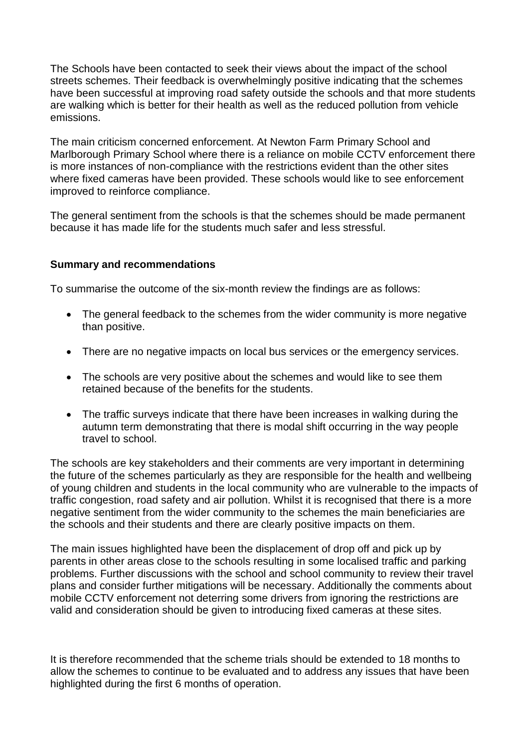The Schools have been contacted to seek their views about the impact of the school streets schemes. Their feedback is overwhelmingly positive indicating that the schemes have been successful at improving road safety outside the schools and that more students are walking which is better for their health as well as the reduced pollution from vehicle emissions.

The main criticism concerned enforcement. At Newton Farm Primary School and Marlborough Primary School where there is a reliance on mobile CCTV enforcement there is more instances of non-compliance with the restrictions evident than the other sites where fixed cameras have been provided. These schools would like to see enforcement improved to reinforce compliance.

The general sentiment from the schools is that the schemes should be made permanent because it has made life for the students much safer and less stressful.

**Summary and recommendations**

To summarise the outcome of the six-month review the findings are as follows:

- The general feedback to the schemes from the wider community is more negative than positive.
- There are no negative impacts on local bus services or the emergency services.
- The schools are very positive about the schemes and would like to see them retained because of the benefits for the students.
- The traffic surveys indicate that there have been increases in walking during the autumn term demonstrating that there is modal shift occurring in the way people travel to school.

The schools are key stakeholders and their comments are very important in determining the future of the schemes particularly as they are responsible for the health and wellbeing of young children and students in the local community who are vulnerable to the impacts of traffic congestion, road safety and air pollution. Whilst it is recognised that there is a more negative sentiment from the wider community to the schemes the main beneficiaries are the schools and their students and there are clearly positive impacts on them.

The main issues highlighted have been the displacement of drop off and pick up by parents in other areas close to the schools resulting in some localised traffic and parking problems. Further discussions with the school and school community to review their travel plans and consider further mitigations will be necessary. Additionally the comments about mobile CCTV enforcement not deterring some drivers from ignoring the restrictions are valid and consideration should be given to introducing fixed cameras at these sites.

It is therefore recommended that the scheme trials should be extended to 18 months to allow the schemes to continue to be evaluated and to address any issues that have been highlighted during the first 6 months of operation.